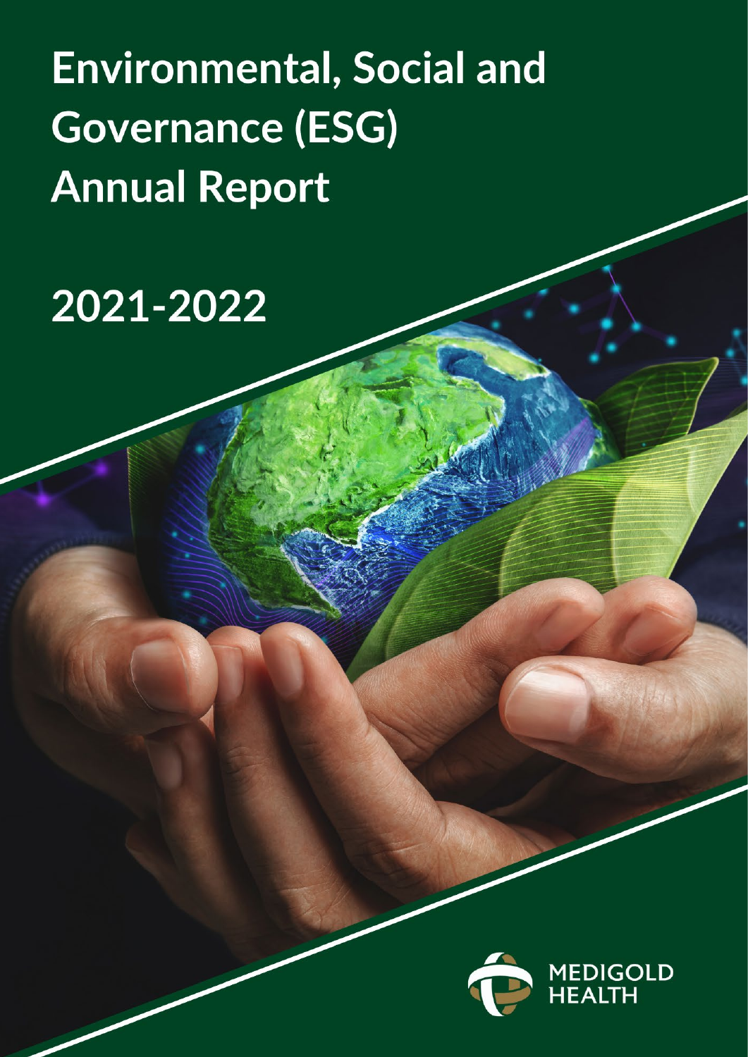# Environmental, Social and Governance (ESG) Annual Report

# 2021-2022

MEDIGOLD HEALTH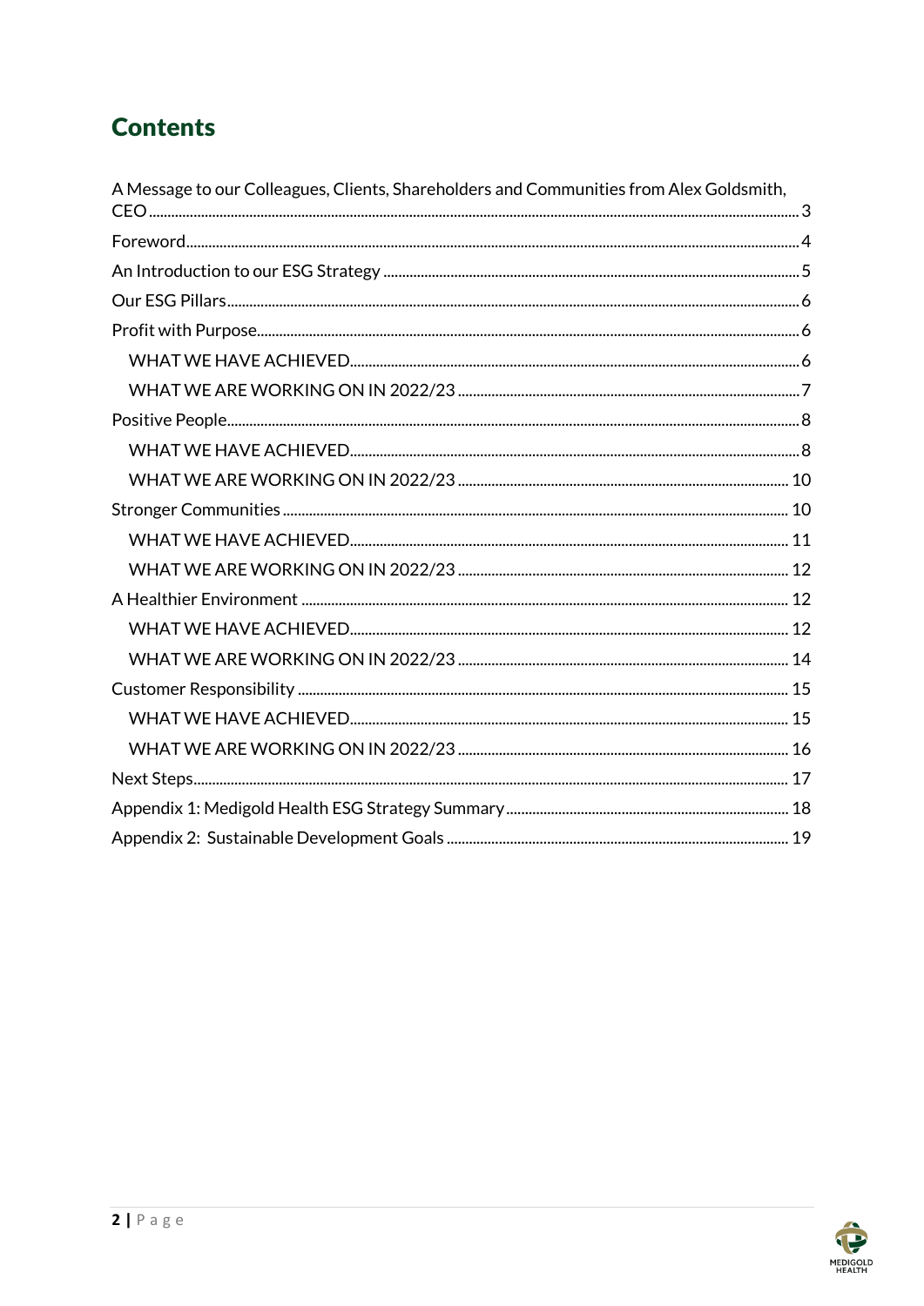# Contents

A Message to our Colleagues, Clients, Shareholders and Communities from Alex Goldsmith, CEO ..... 3
Foreword ..... 4
An Introduction to our ESG Strategy ..... 5
Our ESG Pillars ..... 6
Profit with Purpose ..... 6
- WHAT WE HAVE ACHIEVED ..... 6
- WHAT WE ARE WORKING ON IN 2022/23 ..... 7

Positive People ..... 8
- WHAT WE HAVE ACHIEVED ..... 8
- WHAT WE ARE WORKING ON IN 2022/23 ..... 10

Stronger Communities ..... 10
- WHAT WE HAVE ACHIEVED ..... 11
- WHAT WE ARE WORKING ON IN 2022/23 ..... 12

A Healthier Environment ..... 12
- WHAT WE HAVE ACHIEVED ..... 12
- WHAT WE ARE WORKING ON IN 2022/23 ..... 14

Customer Responsibility ..... 15
- WHAT WE HAVE ACHIEVED ..... 15
- WHAT WE ARE WORKING ON IN 2022/23 ..... 16

Next Steps ..... 17
Appendix 1: Medigold Health ESG Strategy Summary ..... 18
Appendix 2: Sustainable Development Goals ..... 19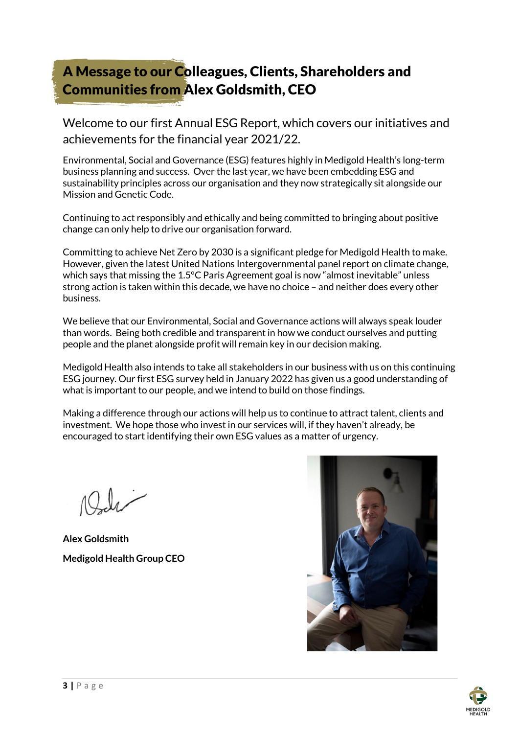# A Message to our Colleagues, Clients, Shareholders and Communities from Alex Goldsmith, CEO

Welcome to our first Annual ESG Report, which covers our initiatives and achievements for the financial year 2021/22.

Environmental, Social and Governance (ESG) features highly in Medigold Health's long-term business planning and success. Over the last year, we have been embedding ESG and sustainability principles across our organisation and they now strategically sit alongside our Mission and Genetic Code.

Continuing to act responsibly and ethically and being committed to bringing about positive change can only help to drive our organisation forward.

Committing to achieve Net Zero by 2030 is a significant pledge for Medigold Health to make. However, given the latest United Nations Intergovernmental panel report on climate change, which says that missing the 1.5°C Paris Agreement goal is now "almost inevitable" unless strong action is taken within this decade, we have no choice – and neither does every other business.

We believe that our Environmental, Social and Governance actions will always speak louder than words. Being both credible and transparent in how we conduct ourselves and putting people and the planet alongside profit will remain key in our decision making.

Medigold Health also intends to take all stakeholders in our business with us on this continuing ESG journey. Our first ESG survey held in January 2022 has given us a good understanding of what is important to our people, and we intend to build on those findings.

Making a difference through our actions will help us to continue to attract talent, clients and investment. We hope those who invest in our services will, if they haven't already, be encouraged to start identifying their own ESG values as a matter of urgency.

**Alex Goldsmith**

**Medigold Health Group CEO**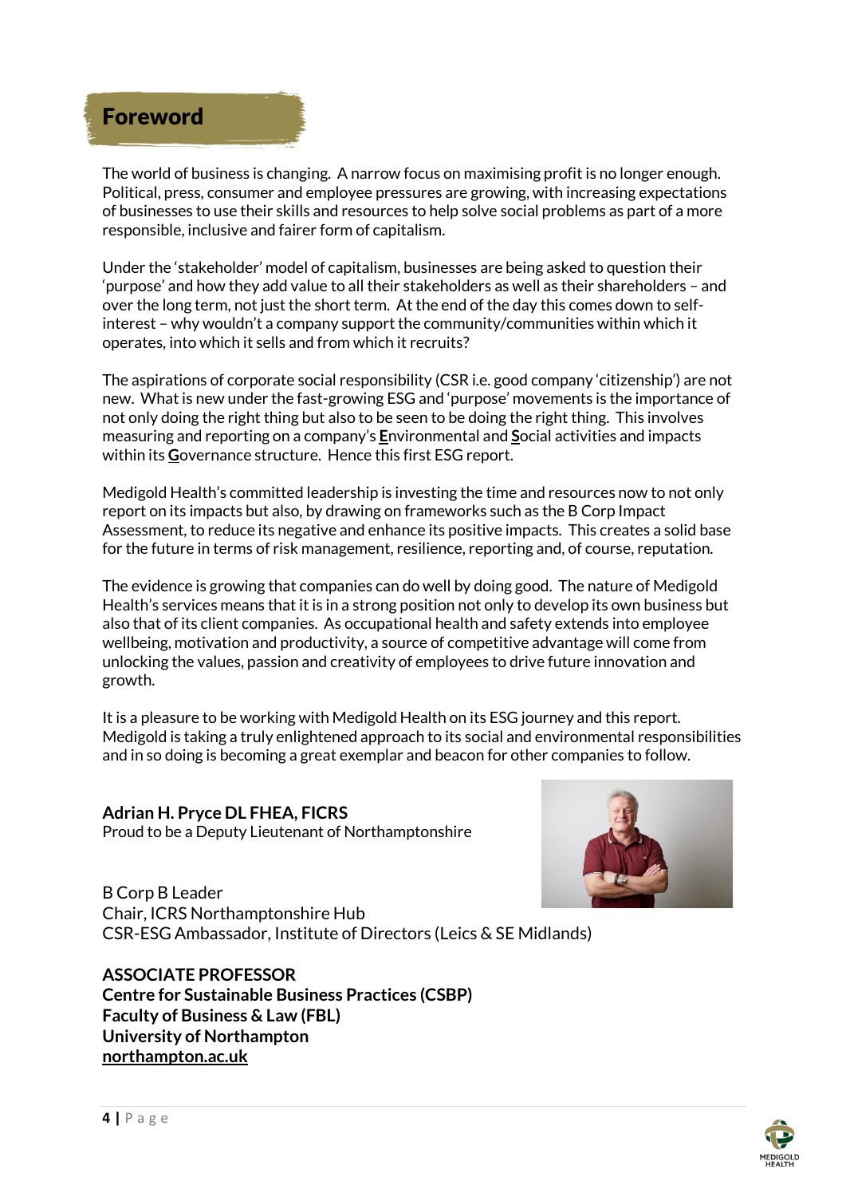# Foreword

The world of business is changing. A narrow focus on maximising profit is no longer enough. Political, press, consumer and employee pressures are growing, with increasing expectations of businesses to use their skills and resources to help solve social problems as part of a more responsible, inclusive and fairer form of capitalism.

Under the 'stakeholder' model of capitalism, businesses are being asked to question their 'purpose' and how they add value to all their stakeholders as well as their shareholders – and over the long term, not just the short term. At the end of the day this comes down to self-interest – why wouldn't a company support the community/communities within which it operates, into which it sells and from which it recruits?

The aspirations of corporate social responsibility (CSR i.e. good company 'citizenship') are not new. What is new under the fast-growing ESG and 'purpose' movements is the importance of not only doing the right thing but also to be seen to be doing the right thing. This involves measuring and reporting on a company's **E**nvironmental and **S**ocial activities and impacts within its **G**overnance structure. Hence this first ESG report.

Medigold Health's committed leadership is investing the time and resources now to not only report on its impacts but also, by drawing on frameworks such as the B Corp Impact Assessment, to reduce its negative and enhance its positive impacts. This creates a solid base for the future in terms of risk management, resilience, reporting and, of course, reputation.

The evidence is growing that companies can do well by doing good. The nature of Medigold Health's services means that it is in a strong position not only to develop its own business but also that of its client companies. As occupational health and safety extends into employee wellbeing, motivation and productivity, a source of competitive advantage will come from unlocking the values, passion and creativity of employees to drive future innovation and growth.

It is a pleasure to be working with Medigold Health on its ESG journey and this report. Medigold is taking a truly enlightened approach to its social and environmental responsibilities and in so doing is becoming a great exemplar and beacon for other companies to follow.

**Adrian H. Pryce DL FHEA, FICRS**
Proud to be a Deputy Lieutenant of Northamptonshire

B Corp B Leader
Chair, ICRS Northamptonshire Hub
CSR-ESG Ambassador, Institute of Directors (Leics & SE Midlands)

**ASSOCIATE PROFESSOR**
**Centre for Sustainable Business Practices (CSBP)**
**Faculty of Business & Law (FBL)**
**University of Northampton**
**northampton.ac.uk**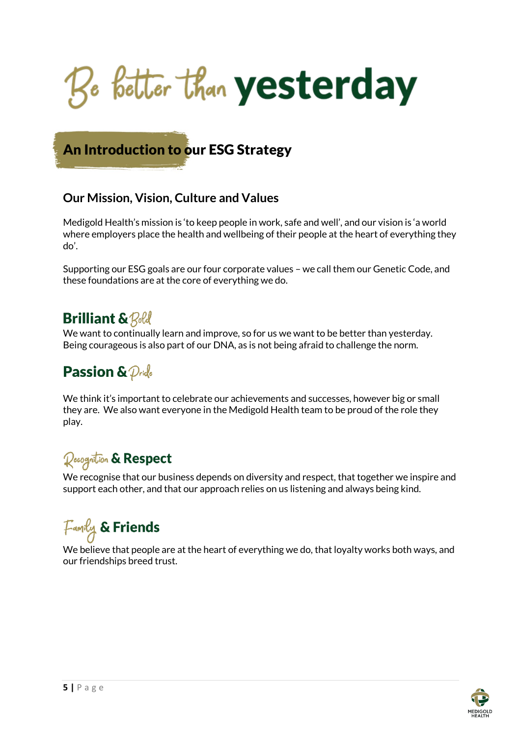# Be better than yesterday

## An Introduction to our ESG Strategy

### Our Mission, Vision, Culture and Values

Medigold Health's mission is 'to keep people in work, safe and well', and our vision is 'a world where employers place the health and wellbeing of their people at the heart of everything they do'.

Supporting our ESG goals are our four corporate values – we call them our Genetic Code, and these foundations are at the core of everything we do.

### Brilliant & Bold

We want to continually learn and improve, so for us we want to be better than yesterday. Being courageous is also part of our DNA, as is not being afraid to challenge the norm.

### Passion & Pride

We think it's important to celebrate our achievements and successes, however big or small they are. We also want everyone in the Medigold Health team to be proud of the role they play.

### Recognition & Respect

We recognise that our business depends on diversity and respect, that together we inspire and support each other, and that our approach relies on us listening and always being kind.

### Family & Friends

We believe that people are at the heart of everything we do, that loyalty works both ways, and our friendships breed trust.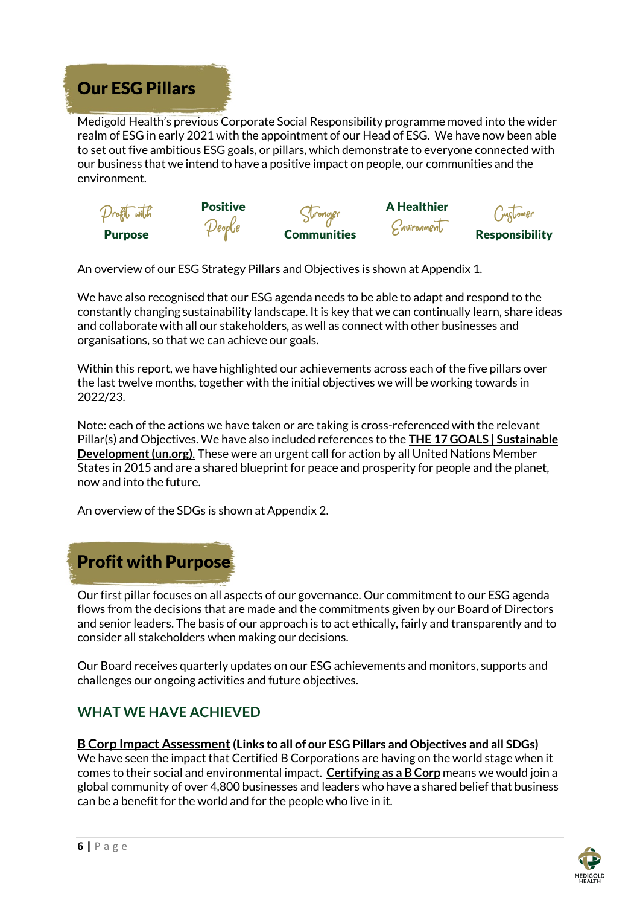# Our ESG Pillars

Medigold Health's previous Corporate Social Responsibility programme moved into the wider realm of ESG in early 2021 with the appointment of our Head of ESG. We have now been able to set out five ambitious ESG goals, or pillars, which demonstrate to everyone connected with our business that we intend to have a positive impact on people, our communities and the environment.

| Profit with Purpose | Positive People | Stronger Communities | A Healthier Environment | Customer Responsibility |
|---|---|---|---|---|

An overview of our ESG Strategy Pillars and Objectives is shown at Appendix 1.

We have also recognised that our ESG agenda needs to be able to adapt and respond to the constantly changing sustainability landscape. It is key that we can continually learn, share ideas and collaborate with all our stakeholders, as well as connect with other businesses and organisations, so that we can achieve our goals.

Within this report, we have highlighted our achievements across each of the five pillars over the last twelve months, together with the initial objectives we will be working towards in 2022/23.

Note: each of the actions we have taken or are taking is cross-referenced with the relevant Pillar(s) and Objectives. We have also included references to the **THE 17 GOALS | Sustainable Development (un.org)**. These were an urgent call for action by all United Nations Member States in 2015 and are a shared blueprint for peace and prosperity for people and the planet, now and into the future.

An overview of the SDGs is shown at Appendix 2.

# Profit with Purpose

Our first pillar focuses on all aspects of our governance. Our commitment to our ESG agenda flows from the decisions that are made and the commitments given by our Board of Directors and senior leaders. The basis of our approach is to act ethically, fairly and transparently and to consider all stakeholders when making our decisions.

Our Board receives quarterly updates on our ESG achievements and monitors, supports and challenges our ongoing activities and future objectives.

## WHAT WE HAVE ACHIEVED

**B Corp Impact Assessment (Links to all of our ESG Pillars and Objectives and all SDGs)**
We have seen the impact that Certified B Corporations are having on the world stage when it comes to their social and environmental impact. **Certifying as a B Corp** means we would join a global community of over 4,800 businesses and leaders who have a shared belief that business can be a benefit for the world and for the people who live in it.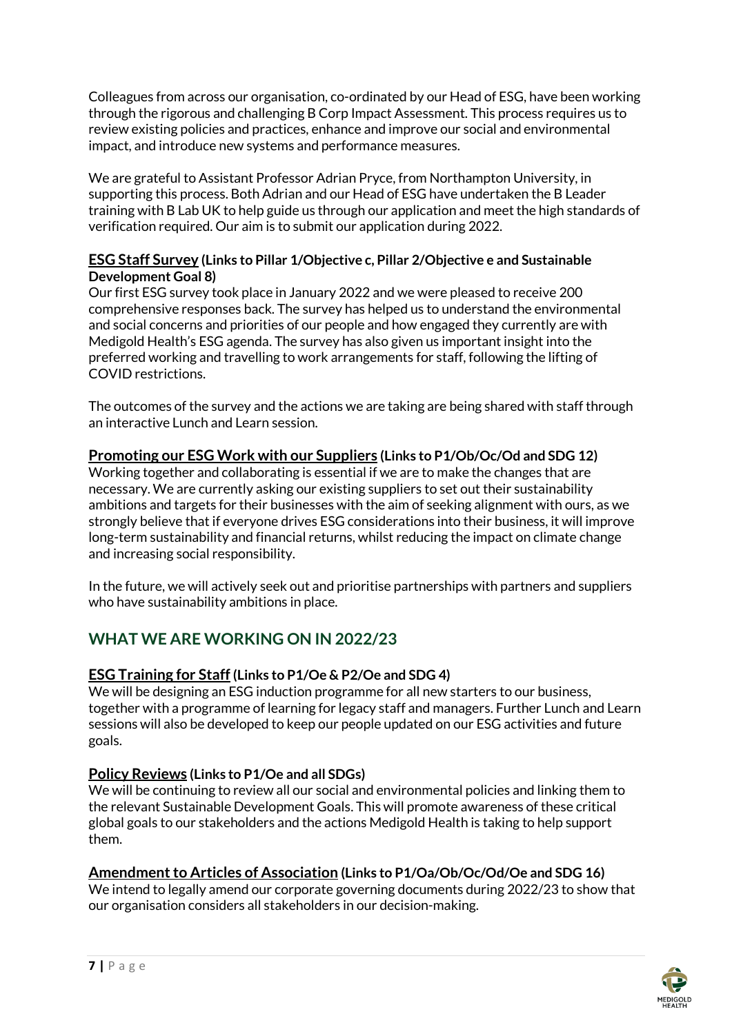Colleagues from across our organisation, co-ordinated by our Head of ESG, have been working through the rigorous and challenging B Corp Impact Assessment. This process requires us to review existing policies and practices, enhance and improve our social and environmental impact, and introduce new systems and performance measures.

We are grateful to Assistant Professor Adrian Pryce, from Northampton University, in supporting this process. Both Adrian and our Head of ESG have undertaken the B Leader training with B Lab UK to help guide us through our application and meet the high standards of verification required. Our aim is to submit our application during 2022.

**ESG Staff Survey (Links to Pillar 1/Objective c, Pillar 2/Objective e and Sustainable Development Goal 8)**

Our first ESG survey took place in January 2022 and we were pleased to receive 200 comprehensive responses back. The survey has helped us to understand the environmental and social concerns and priorities of our people and how engaged they currently are with Medigold Health's ESG agenda. The survey has also given us important insight into the preferred working and travelling to work arrangements for staff, following the lifting of COVID restrictions.

The outcomes of the survey and the actions we are taking are being shared with staff through an interactive Lunch and Learn session.

**Promoting our ESG Work with our Suppliers (Links to P1/Ob/Oc/Od and SDG 12)**

Working together and collaborating is essential if we are to make the changes that are necessary. We are currently asking our existing suppliers to set out their sustainability ambitions and targets for their businesses with the aim of seeking alignment with ours, as we strongly believe that if everyone drives ESG considerations into their business, it will improve long-term sustainability and financial returns, whilst reducing the impact on climate change and increasing social responsibility.

In the future, we will actively seek out and prioritise partnerships with partners and suppliers who have sustainability ambitions in place.

## WHAT WE ARE WORKING ON IN 2022/23

**ESG Training for Staff (Links to P1/Oe & P2/Oe and SDG 4)**

We will be designing an ESG induction programme for all new starters to our business, together with a programme of learning for legacy staff and managers. Further Lunch and Learn sessions will also be developed to keep our people updated on our ESG activities and future goals.

**Policy Reviews (Links to P1/Oe and all SDGs)**

We will be continuing to review all our social and environmental policies and linking them to the relevant Sustainable Development Goals. This will promote awareness of these critical global goals to our stakeholders and the actions Medigold Health is taking to help support them.

**Amendment to Articles of Association (Links to P1/Oa/Ob/Oc/Od/Oe and SDG 16)**

We intend to legally amend our corporate governing documents during 2022/23 to show that our organisation considers all stakeholders in our decision-making.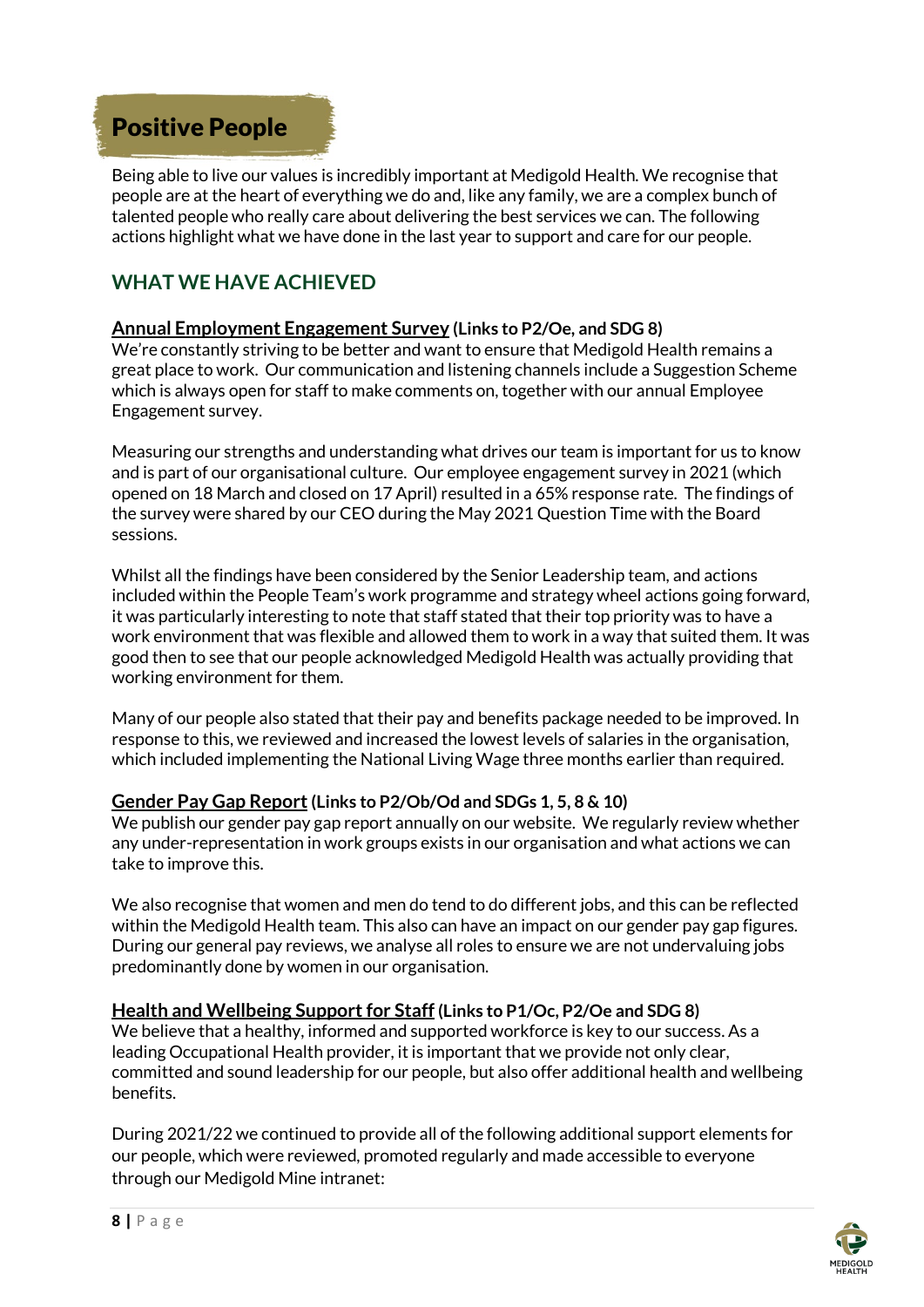# Positive People

Being able to live our values is incredibly important at Medigold Health. We recognise that people are at the heart of everything we do and, like any family, we are a complex bunch of talented people who really care about delivering the best services we can. The following actions highlight what we have done in the last year to support and care for our people.

## WHAT WE HAVE ACHIEVED

### <u>Annual Employment Engagement Survey</u> (Links to P2/Oe, and SDG 8)

We're constantly striving to be better and want to ensure that Medigold Health remains a great place to work. Our communication and listening channels include a Suggestion Scheme which is always open for staff to make comments on, together with our annual Employee Engagement survey.

Measuring our strengths and understanding what drives our team is important for us to know and is part of our organisational culture. Our employee engagement survey in 2021 (which opened on 18 March and closed on 17 April) resulted in a 65% response rate. The findings of the survey were shared by our CEO during the May 2021 Question Time with the Board sessions.

Whilst all the findings have been considered by the Senior Leadership team, and actions included within the People Team's work programme and strategy wheel actions going forward, it was particularly interesting to note that staff stated that their top priority was to have a work environment that was flexible and allowed them to work in a way that suited them. It was good then to see that our people acknowledged Medigold Health was actually providing that working environment for them.

Many of our people also stated that their pay and benefits package needed to be improved. In response to this, we reviewed and increased the lowest levels of salaries in the organisation, which included implementing the National Living Wage three months earlier than required.

### <u>Gender Pay Gap Report</u> (Links to P2/Ob/Od and SDGs 1, 5, 8 & 10)

We publish our gender pay gap report annually on our website. We regularly review whether any under-representation in work groups exists in our organisation and what actions we can take to improve this.

We also recognise that women and men do tend to do different jobs, and this can be reflected within the Medigold Health team. This also can have an impact on our gender pay gap figures. During our general pay reviews, we analyse all roles to ensure we are not undervaluing jobs predominantly done by women in our organisation.

### <u>Health and Wellbeing Support for Staff</u> (Links to P1/Oc, P2/Oe and SDG 8)

We believe that a healthy, informed and supported workforce is key to our success. As a leading Occupational Health provider, it is important that we provide not only clear, committed and sound leadership for our people, but also offer additional health and wellbeing benefits.

During 2021/22 we continued to provide all of the following additional support elements for our people, which were reviewed, promoted regularly and made accessible to everyone through our Medigold Mine intranet: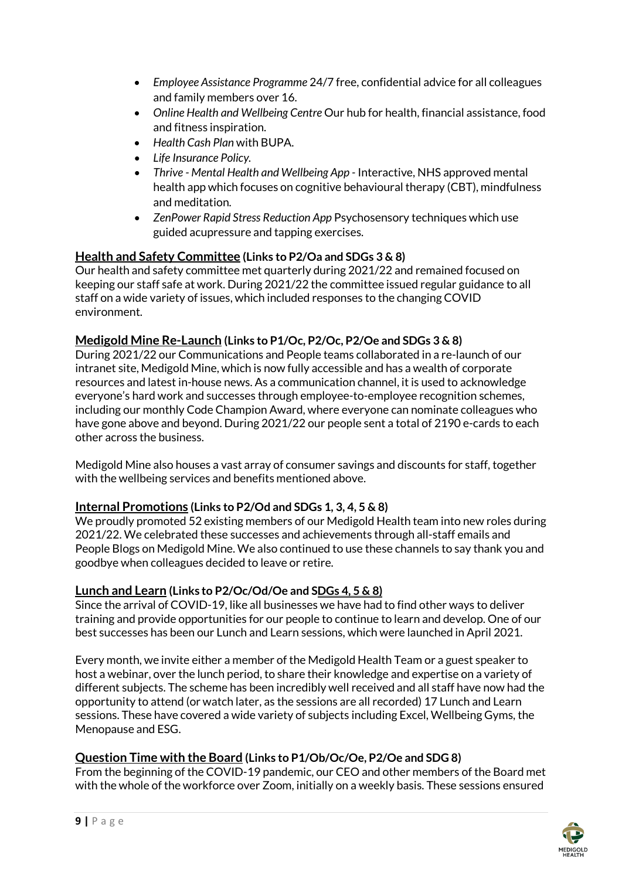- *Employee Assistance Programme* 24/7 free, confidential advice for all colleagues and family members over 16.
- *Online Health and Wellbeing Centre* Our hub for health, financial assistance, food and fitness inspiration.
- *Health Cash Plan* with BUPA.
- *Life Insurance Policy*.
- *Thrive - Mental Health and Wellbeing App* - Interactive, NHS approved mental health app which focuses on cognitive behavioural therapy (CBT), mindfulness and meditation.
- *ZenPower Rapid Stress Reduction App* Psychosensory techniques which use guided acupressure and tapping exercises.

**<u>Health and Safety Committee</u> (Links to P2/Oa and SDGs 3 & 8)**

Our health and safety committee met quarterly during 2021/22 and remained focused on keeping our staff safe at work. During 2021/22 the committee issued regular guidance to all staff on a wide variety of issues, which included responses to the changing COVID environment.

**<u>Medigold Mine Re-Launch</u> (Links to P1/Oc, P2/Oc, P2/Oe and SDGs 3 & 8)**

During 2021/22 our Communications and People teams collaborated in a re-launch of our intranet site, Medigold Mine, which is now fully accessible and has a wealth of corporate resources and latest in-house news. As a communication channel, it is used to acknowledge everyone's hard work and successes through employee-to-employee recognition schemes, including our monthly Code Champion Award, where everyone can nominate colleagues who have gone above and beyond. During 2021/22 our people sent a total of 2190 e-cards to each other across the business.

Medigold Mine also houses a vast array of consumer savings and discounts for staff, together with the wellbeing services and benefits mentioned above.

**<u>Internal Promotions</u> (Links to P2/Od and SDGs 1, 3, 4, 5 & 8)**

We proudly promoted 52 existing members of our Medigold Health team into new roles during 2021/22. We celebrated these successes and achievements through all-staff emails and People Blogs on Medigold Mine. We also continued to use these channels to say thank you and goodbye when colleagues decided to leave or retire.

**<u>Lunch and Learn</u> (Links to P2/Oc/Od/Oe and SDGs 4, 5 & 8)**

Since the arrival of COVID-19, like all businesses we have had to find other ways to deliver training and provide opportunities for our people to continue to learn and develop. One of our best successes has been our Lunch and Learn sessions, which were launched in April 2021.

Every month, we invite either a member of the Medigold Health Team or a guest speaker to host a webinar, over the lunch period, to share their knowledge and expertise on a variety of different subjects. The scheme has been incredibly well received and all staff have now had the opportunity to attend (or watch later, as the sessions are all recorded) 17 Lunch and Learn sessions. These have covered a wide variety of subjects including Excel, Wellbeing Gyms, the Menopause and ESG.

**<u>Question Time with the Board</u> (Links to P1/Ob/Oc/Oe, P2/Oe and SDG 8)**

From the beginning of the COVID-19 pandemic, our CEO and other members of the Board met with the whole of the workforce over Zoom, initially on a weekly basis. These sessions ensured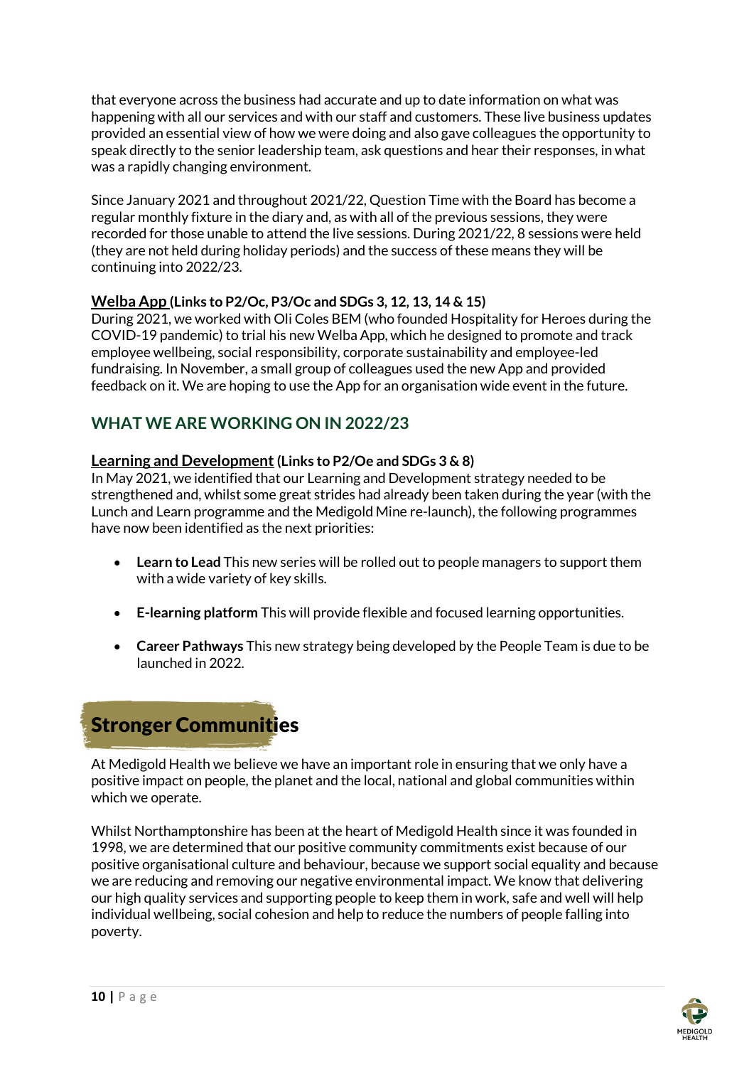that everyone across the business had accurate and up to date information on what was happening with all our services and with our staff and customers. These live business updates provided an essential view of how we were doing and also gave colleagues the opportunity to speak directly to the senior leadership team, ask questions and hear their responses, in what was a rapidly changing environment.

Since January 2021 and throughout 2021/22, Question Time with the Board has become a regular monthly fixture in the diary and, as with all of the previous sessions, they were recorded for those unable to attend the live sessions. During 2021/22, 8 sessions were held (they are not held during holiday periods) and the success of these means they will be continuing into 2022/23.

**Welba App (Links to P2/Oc, P3/Oc and SDGs 3, 12, 13, 14 & 15)**

During 2021, we worked with Oli Coles BEM (who founded Hospitality for Heroes during the COVID-19 pandemic) to trial his new Welba App, which he designed to promote and track employee wellbeing, social responsibility, corporate sustainability and employee-led fundraising. In November, a small group of colleagues used the new App and provided feedback on it. We are hoping to use the App for an organisation wide event in the future.

## WHAT WE ARE WORKING ON IN 2022/23

**Learning and Development (Links to P2/Oe and SDGs 3 & 8)**

In May 2021, we identified that our Learning and Development strategy needed to be strengthened and, whilst some great strides had already been taken during the year (with the Lunch and Learn programme and the Medigold Mine re-launch), the following programmes have now been identified as the next priorities:

- **Learn to Lead** This new series will be rolled out to people managers to support them with a wide variety of key skills.
- **E-learning platform** This will provide flexible and focused learning opportunities.
- **Career Pathways** This new strategy being developed by the People Team is due to be launched in 2022.

# Stronger Communities

At Medigold Health we believe we have an important role in ensuring that we only have a positive impact on people, the planet and the local, national and global communities within which we operate.

Whilst Northamptonshire has been at the heart of Medigold Health since it was founded in 1998, we are determined that our positive community commitments exist because of our positive organisational culture and behaviour, because we support social equality and because we are reducing and removing our negative environmental impact. We know that delivering our high quality services and supporting people to keep them in work, safe and well will help individual wellbeing, social cohesion and help to reduce the numbers of people falling into poverty.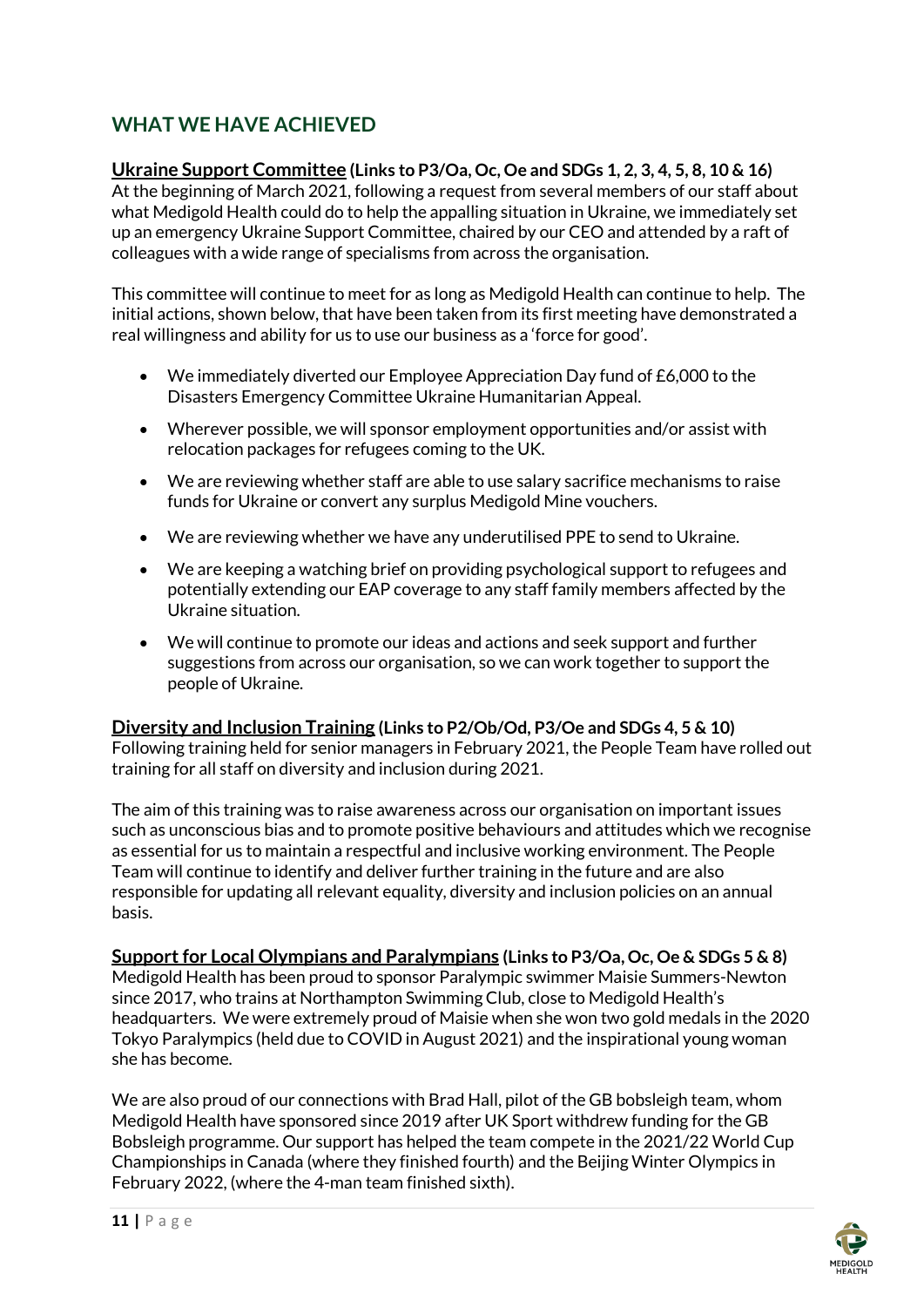## WHAT WE HAVE ACHIEVED

### Ukraine Support Committee (Links to P3/Oa, Oc, Oe and SDGs 1, 2, 3, 4, 5, 8, 10 & 16)

At the beginning of March 2021, following a request from several members of our staff about what Medigold Health could do to help the appalling situation in Ukraine, we immediately set up an emergency Ukraine Support Committee, chaired by our CEO and attended by a raft of colleagues with a wide range of specialisms from across the organisation.

This committee will continue to meet for as long as Medigold Health can continue to help. The initial actions, shown below, that have been taken from its first meeting have demonstrated a real willingness and ability for us to use our business as a 'force for good'.

- We immediately diverted our Employee Appreciation Day fund of £6,000 to the Disasters Emergency Committee Ukraine Humanitarian Appeal.
- Wherever possible, we will sponsor employment opportunities and/or assist with relocation packages for refugees coming to the UK.
- We are reviewing whether staff are able to use salary sacrifice mechanisms to raise funds for Ukraine or convert any surplus Medigold Mine vouchers.
- We are reviewing whether we have any underutilised PPE to send to Ukraine.
- We are keeping a watching brief on providing psychological support to refugees and potentially extending our EAP coverage to any staff family members affected by the Ukraine situation.
- We will continue to promote our ideas and actions and seek support and further suggestions from across our organisation, so we can work together to support the people of Ukraine.

### Diversity and Inclusion Training (Links to P2/Ob/Od, P3/Oe and SDGs 4, 5 & 10)

Following training held for senior managers in February 2021, the People Team have rolled out training for all staff on diversity and inclusion during 2021.

The aim of this training was to raise awareness across our organisation on important issues such as unconscious bias and to promote positive behaviours and attitudes which we recognise as essential for us to maintain a respectful and inclusive working environment. The People Team will continue to identify and deliver further training in the future and are also responsible for updating all relevant equality, diversity and inclusion policies on an annual basis.

### Support for Local Olympians and Paralympians (Links to P3/Oa, Oc, Oe & SDGs 5 & 8)

Medigold Health has been proud to sponsor Paralympic swimmer Maisie Summers-Newton since 2017, who trains at Northampton Swimming Club, close to Medigold Health's headquarters. We were extremely proud of Maisie when she won two gold medals in the 2020 Tokyo Paralympics (held due to COVID in August 2021) and the inspirational young woman she has become.

We are also proud of our connections with Brad Hall, pilot of the GB bobsleigh team, whom Medigold Health have sponsored since 2019 after UK Sport withdrew funding for the GB Bobsleigh programme. Our support has helped the team compete in the 2021/22 World Cup Championships in Canada (where they finished fourth) and the Beijing Winter Olympics in February 2022, (where the 4-man team finished sixth).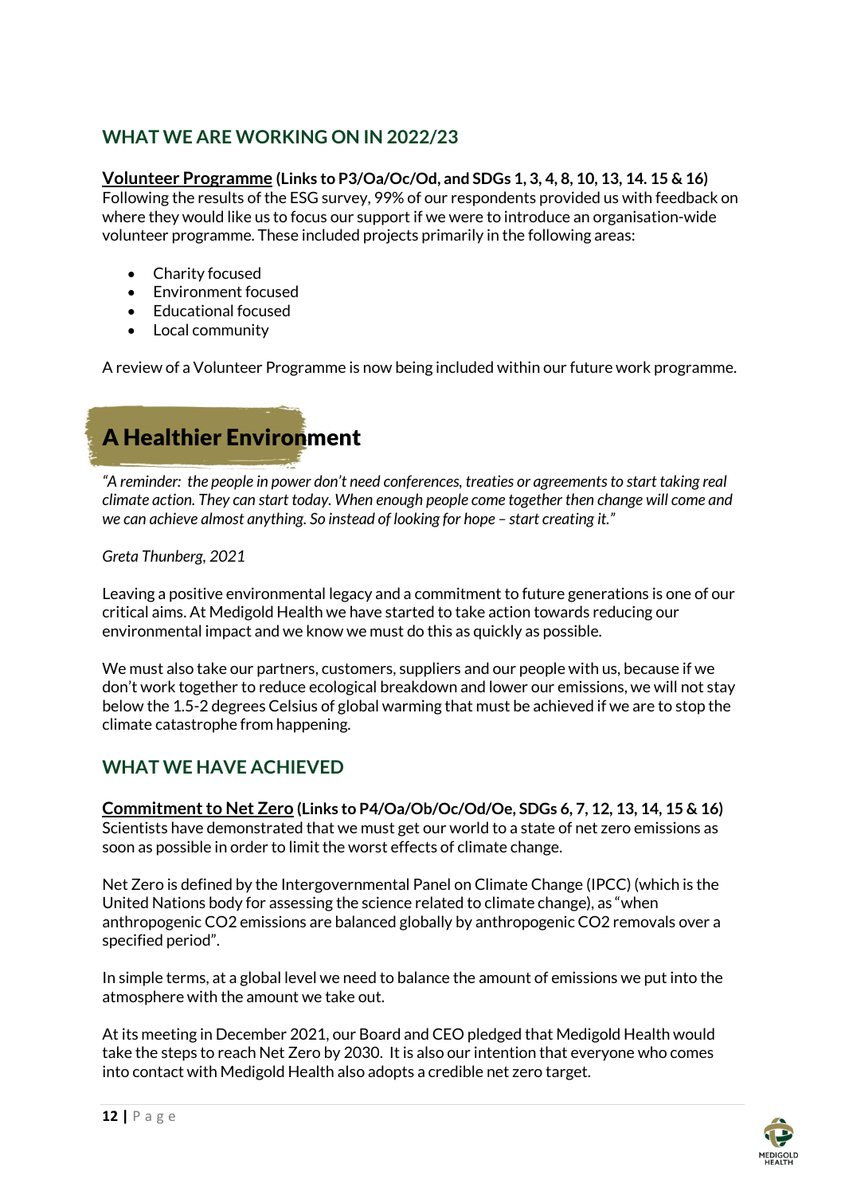## WHAT WE ARE WORKING ON IN 2022/23

**Volunteer Programme (Links to P3/Oa/Oc/Od, and SDGs 1, 3, 4, 8, 10, 13, 14. 15 & 16)**
Following the results of the ESG survey, 99% of our respondents provided us with feedback on where they would like us to focus our support if we were to introduce an organisation-wide volunteer programme. These included projects primarily in the following areas:

- Charity focused
- Environment focused
- Educational focused
- Local community

A review of a Volunteer Programme is now being included within our future work programme.

# A Healthier Environment

*"A reminder: the people in power don't need conferences, treaties or agreements to start taking real climate action. They can start today. When enough people come together then change will come and we can achieve almost anything. So instead of looking for hope – start creating it."*

*Greta Thunberg, 2021*

Leaving a positive environmental legacy and a commitment to future generations is one of our critical aims. At Medigold Health we have started to take action towards reducing our environmental impact and we know we must do this as quickly as possible.

We must also take our partners, customers, suppliers and our people with us, because if we don't work together to reduce ecological breakdown and lower our emissions, we will not stay below the 1.5-2 degrees Celsius of global warming that must be achieved if we are to stop the climate catastrophe from happening.

## WHAT WE HAVE ACHIEVED

**Commitment to Net Zero (Links to P4/Oa/Ob/Oc/Od/Oe, SDGs 6, 7, 12, 13, 14, 15 & 16)**
Scientists have demonstrated that we must get our world to a state of net zero emissions as soon as possible in order to limit the worst effects of climate change.

Net Zero is defined by the Intergovernmental Panel on Climate Change (IPCC) (which is the United Nations body for assessing the science related to climate change), as "when anthropogenic $CO_2$ emissions are balanced globally by anthropogenic $CO_2$ removals over a specified period".

In simple terms, at a global level we need to balance the amount of emissions we put into the atmosphere with the amount we take out.

At its meeting in December 2021, our Board and CEO pledged that Medigold Health would take the steps to reach Net Zero by 2030. It is also our intention that everyone who comes into contact with Medigold Health also adopts a credible net zero target.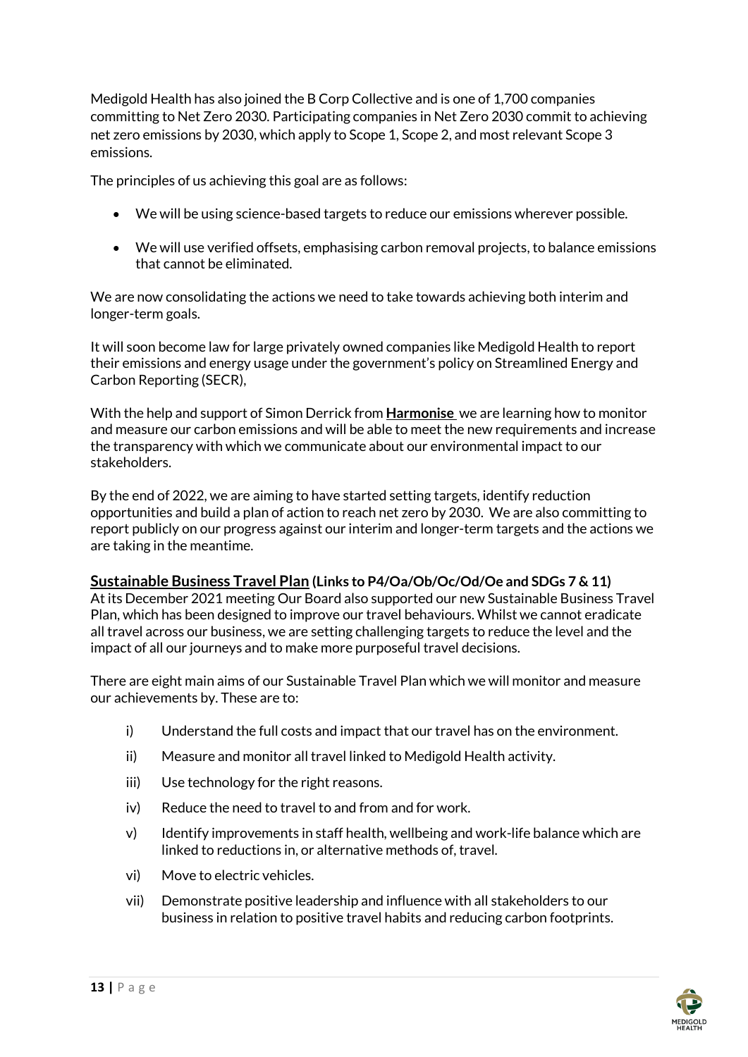Medigold Health has also joined the B Corp Collective and is one of 1,700 companies committing to Net Zero 2030. Participating companies in Net Zero 2030 commit to achieving net zero emissions by 2030, which apply to Scope 1, Scope 2, and most relevant Scope 3 emissions.

The principles of us achieving this goal are as follows:

- We will be using science-based targets to reduce our emissions wherever possible.
- We will use verified offsets, emphasising carbon removal projects, to balance emissions that cannot be eliminated.

We are now consolidating the actions we need to take towards achieving both interim and longer-term goals.

It will soon become law for large privately owned companies like Medigold Health to report their emissions and energy usage under the government's policy on Streamlined Energy and Carbon Reporting (SECR),

With the help and support of Simon Derrick from **Harmonise** we are learning how to monitor and measure our carbon emissions and will be able to meet the new requirements and increase the transparency with which we communicate about our environmental impact to our stakeholders.

By the end of 2022, we are aiming to have started setting targets, identify reduction opportunities and build a plan of action to reach net zero by 2030. We are also committing to report publicly on our progress against our interim and longer-term targets and the actions we are taking in the meantime.

**Sustainable Business Travel Plan (Links to P4/Oa/Ob/Oc/Od/Oe and SDGs 7 & 11)**

At its December 2021 meeting Our Board also supported our new Sustainable Business Travel Plan, which has been designed to improve our travel behaviours. Whilst we cannot eradicate all travel across our business, we are setting challenging targets to reduce the level and the impact of all our journeys and to make more purposeful travel decisions.

There are eight main aims of our Sustainable Travel Plan which we will monitor and measure our achievements by. These are to:

i) Understand the full costs and impact that our travel has on the environment.

ii) Measure and monitor all travel linked to Medigold Health activity.

iii) Use technology for the right reasons.

iv) Reduce the need to travel to and from and for work.

v) Identify improvements in staff health, wellbeing and work-life balance which are linked to reductions in, or alternative methods of, travel.

vi) Move to electric vehicles.

vii) Demonstrate positive leadership and influence with all stakeholders to our business in relation to positive travel habits and reducing carbon footprints.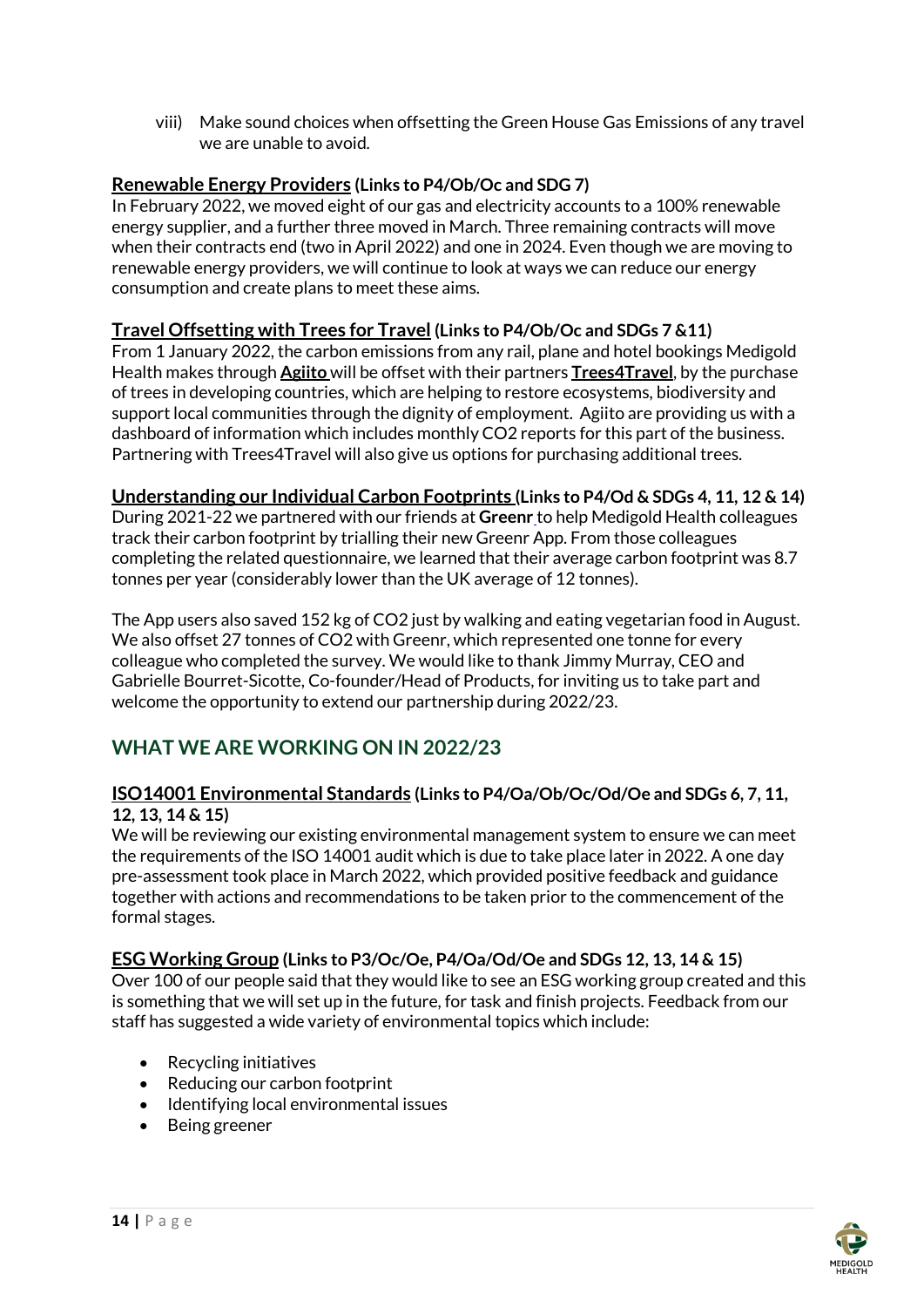viii) Make sound choices when offsetting the Green House Gas Emissions of any travel we are unable to avoid.

**Renewable Energy Providers (Links to P4/Ob/Oc and SDG 7)**

In February 2022, we moved eight of our gas and electricity accounts to a 100% renewable energy supplier, and a further three moved in March. Three remaining contracts will move when their contracts end (two in April 2022) and one in 2024. Even though we are moving to renewable energy providers, we will continue to look at ways we can reduce our energy consumption and create plans to meet these aims.

**Travel Offsetting with Trees for Travel (Links to P4/Ob/Oc and SDGs 7 &11)**

From 1 January 2022, the carbon emissions from any rail, plane and hotel bookings Medigold Health makes through **Agiito** will be offset with their partners **Trees4Travel**, by the purchase of trees in developing countries, which are helping to restore ecosystems, biodiversity and support local communities through the dignity of employment. Agiito are providing us with a dashboard of information which includes monthly $CO_2$ reports for this part of the business. Partnering with Trees4Travel will also give us options for purchasing additional trees.

**Understanding our Individual Carbon Footprints (Links to P4/Od & SDGs 4, 11, 12 & 14)**

During 2021-22 we partnered with our friends at **Greenr** to help Medigold Health colleagues track their carbon footprint by trialling their new Greenr App. From those colleagues completing the related questionnaire, we learned that their average carbon footprint was 8.7 tonnes per year (considerably lower than the UK average of 12 tonnes).

The App users also saved 152 kg of $CO_2$ just by walking and eating vegetarian food in August. We also offset 27 tonnes of $CO_2$ with Greenr, which represented one tonne for every colleague who completed the survey. We would like to thank Jimmy Murray, CEO and Gabrielle Bourret-Sicotte, Co-founder/Head of Products, for inviting us to take part and welcome the opportunity to extend our partnership during 2022/23.

## WHAT WE ARE WORKING ON IN 2022/23

**ISO14001 Environmental Standards (Links to P4/Oa/Ob/Oc/Od/Oe and SDGs 6, 7, 11, 12, 13, 14 & 15)**

We will be reviewing our existing environmental management system to ensure we can meet the requirements of the ISO 14001 audit which is due to take place later in 2022. A one day pre-assessment took place in March 2022, which provided positive feedback and guidance together with actions and recommendations to be taken prior to the commencement of the formal stages.

**ESG Working Group (Links to P3/Oc/Oe, P4/Oa/Od/Oe and SDGs 12, 13, 14 & 15)**

Over 100 of our people said that they would like to see an ESG working group created and this is something that we will set up in the future, for task and finish projects. Feedback from our staff has suggested a wide variety of environmental topics which include:

- Recycling initiatives
- Reducing our carbon footprint
- Identifying local environmental issues
- Being greener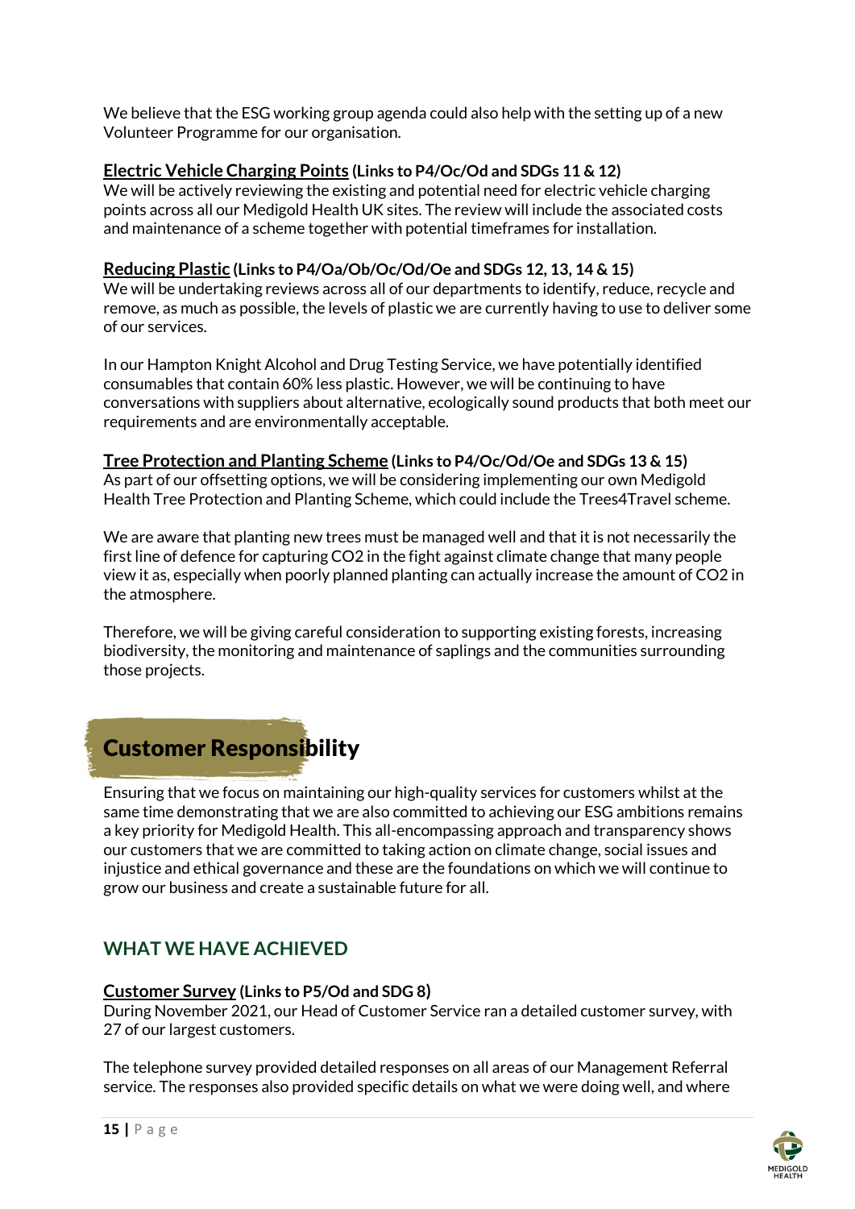We believe that the ESG working group agenda could also help with the setting up of a new Volunteer Programme for our organisation.

**Electric Vehicle Charging Points** **(Links to P4/Oc/Od and SDGs 11 & 12)**
We will be actively reviewing the existing and potential need for electric vehicle charging points across all our Medigold Health UK sites. The review will include the associated costs and maintenance of a scheme together with potential timeframes for installation.

**Reducing Plastic** **(Links to P4/Oa/Ob/Oc/Od/Oe and SDGs 12, 13, 14 & 15)**
We will be undertaking reviews across all of our departments to identify, reduce, recycle and remove, as much as possible, the levels of plastic we are currently having to use to deliver some of our services.

In our Hampton Knight Alcohol and Drug Testing Service, we have potentially identified consumables that contain 60% less plastic. However, we will be continuing to have conversations with suppliers about alternative, ecologically sound products that both meet our requirements and are environmentally acceptable.

**Tree Protection and Planting Scheme** **(Links to P4/Oc/Od/Oe and SDGs 13 & 15)**
As part of our offsetting options, we will be considering implementing our own Medigold Health Tree Protection and Planting Scheme, which could include the Trees4Travel scheme.

We are aware that planting new trees must be managed well and that it is not necessarily the first line of defence for capturing $CO_2$ in the fight against climate change that many people view it as, especially when poorly planned planting can actually increase the amount of $CO_2$ in the atmosphere.

Therefore, we will be giving careful consideration to supporting existing forests, increasing biodiversity, the monitoring and maintenance of saplings and the communities surrounding those projects.

# Customer Responsibility

Ensuring that we focus on maintaining our high-quality services for customers whilst at the same time demonstrating that we are also committed to achieving our ESG ambitions remains a key priority for Medigold Health. This all-encompassing approach and transparency shows our customers that we are committed to taking action on climate change, social issues and injustice and ethical governance and these are the foundations on which we will continue to grow our business and create a sustainable future for all.

## WHAT WE HAVE ACHIEVED

**Customer Survey** **(Links to P5/Od and SDG 8)**
During November 2021, our Head of Customer Service ran a detailed customer survey, with 27 of our largest customers.

The telephone survey provided detailed responses on all areas of our Management Referral service. The responses also provided specific details on what we were doing well, and where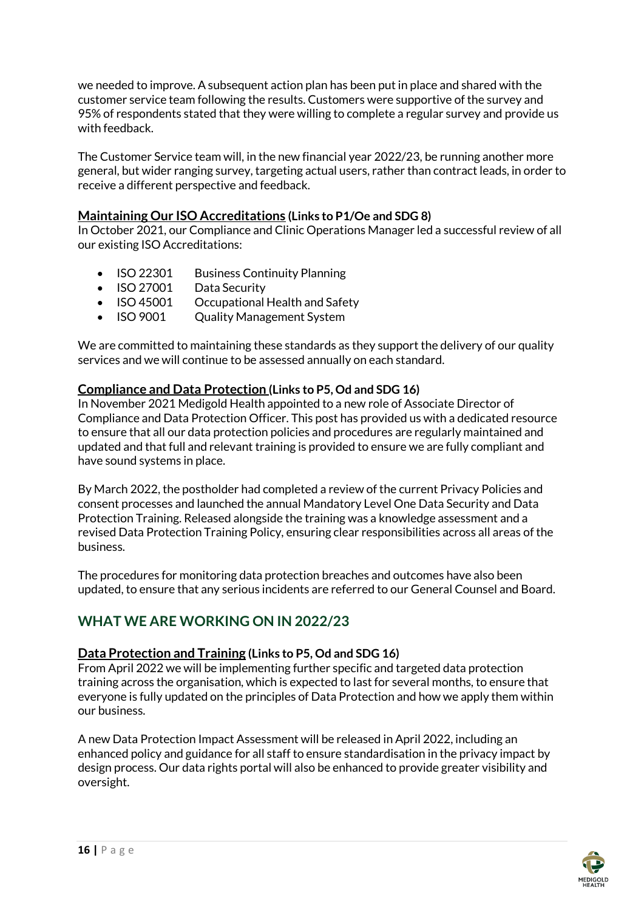we needed to improve. A subsequent action plan has been put in place and shared with the customer service team following the results. Customers were supportive of the survey and 95% of respondents stated that they were willing to complete a regular survey and provide us with feedback.

The Customer Service team will, in the new financial year 2022/23, be running another more general, but wider ranging survey, targeting actual users, rather than contract leads, in order to receive a different perspective and feedback.

### Maintaining Our ISO Accreditations (Links to P1/Oe and SDG 8)

In October 2021, our Compliance and Clinic Operations Manager led a successful review of all our existing ISO Accreditations:

- ISO 22301 Business Continuity Planning
- ISO 27001 Data Security
- ISO 45001 Occupational Health and Safety
- ISO 9001 Quality Management System

We are committed to maintaining these standards as they support the delivery of our quality services and we will continue to be assessed annually on each standard.

### Compliance and Data Protection (Links to P5, Od and SDG 16)

In November 2021 Medigold Health appointed to a new role of Associate Director of Compliance and Data Protection Officer. This post has provided us with a dedicated resource to ensure that all our data protection policies and procedures are regularly maintained and updated and that full and relevant training is provided to ensure we are fully compliant and have sound systems in place.

By March 2022, the postholder had completed a review of the current Privacy Policies and consent processes and launched the annual Mandatory Level One Data Security and Data Protection Training. Released alongside the training was a knowledge assessment and a revised Data Protection Training Policy, ensuring clear responsibilities across all areas of the business.

The procedures for monitoring data protection breaches and outcomes have also been updated, to ensure that any serious incidents are referred to our General Counsel and Board.

## WHAT WE ARE WORKING ON IN 2022/23

### Data Protection and Training (Links to P5, Od and SDG 16)

From April 2022 we will be implementing further specific and targeted data protection training across the organisation, which is expected to last for several months, to ensure that everyone is fully updated on the principles of Data Protection and how we apply them within our business.

A new Data Protection Impact Assessment will be released in April 2022, including an enhanced policy and guidance for all staff to ensure standardisation in the privacy impact by design process. Our data rights portal will also be enhanced to provide greater visibility and oversight.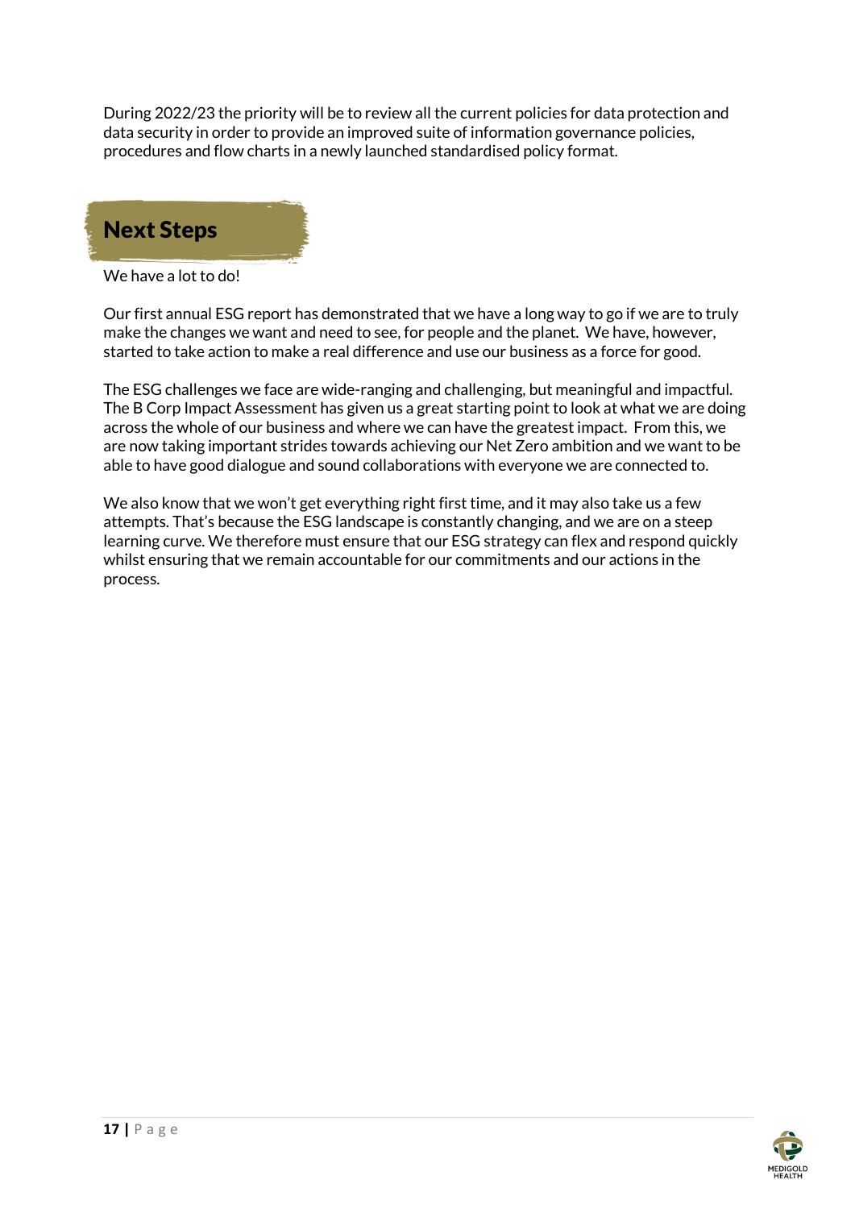During 2022/23 the priority will be to review all the current policies for data protection and data security in order to provide an improved suite of information governance policies, procedures and flow charts in a newly launched standardised policy format.

## Next Steps

We have a lot to do!

Our first annual ESG report has demonstrated that we have a long way to go if we are to truly make the changes we want and need to see, for people and the planet. We have, however, started to take action to make a real difference and use our business as a force for good.

The ESG challenges we face are wide-ranging and challenging, but meaningful and impactful. The B Corp Impact Assessment has given us a great starting point to look at what we are doing across the whole of our business and where we can have the greatest impact. From this, we are now taking important strides towards achieving our Net Zero ambition and we want to be able to have good dialogue and sound collaborations with everyone we are connected to.

We also know that we won't get everything right first time, and it may also take us a few attempts. That's because the ESG landscape is constantly changing, and we are on a steep learning curve. We therefore must ensure that our ESG strategy can flex and respond quickly whilst ensuring that we remain accountable for our commitments and our actions in the process.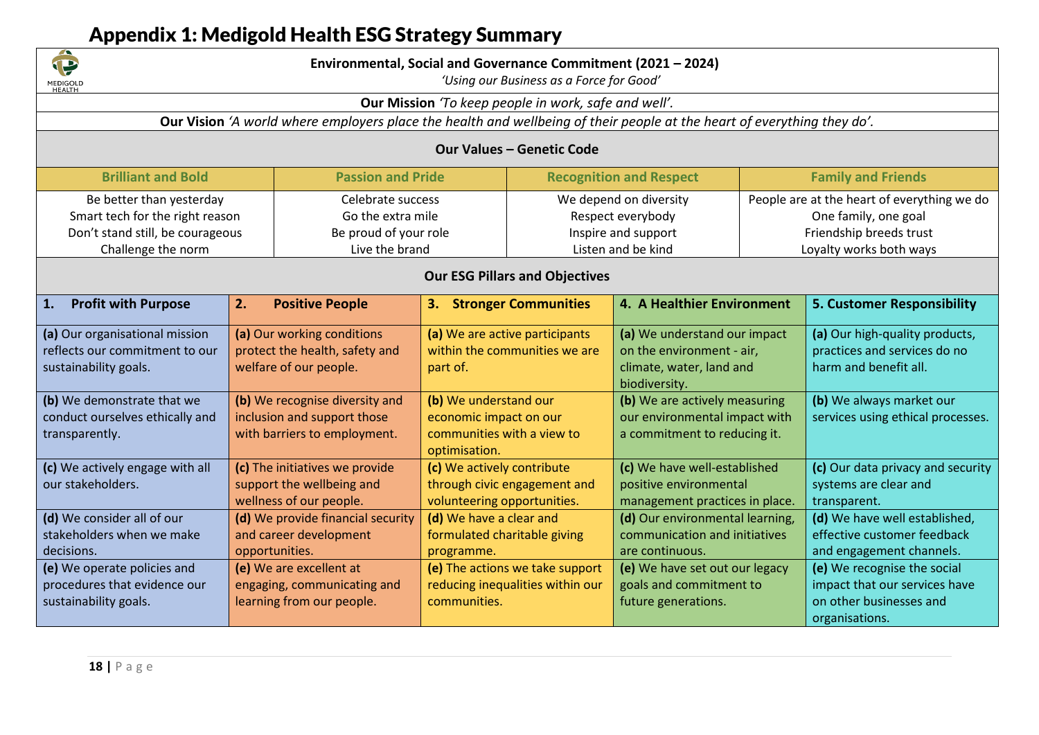# Appendix 1: Medigold Health ESG Strategy Summary

**Environmental, Social and Governance Commitment (2021 – 2024)**

*'Using our Business as a Force for Good'*

**Our Mission** *'To keep people in work, safe and well'.*

**Our Vision** *'A world where employers place the health and wellbeing of their people at the heart of everything they do'.*

## Our Values – Genetic Code

| Brilliant and Bold | Passion and Pride | Recognition and Respect | Family and Friends |
|---|---|---|---|
| Be better than yesterday<br>Smart tech for the right reason<br>Don't stand still, be courageous<br>Challenge the norm | Celebrate success<br>Go the extra mile<br>Be proud of your role<br>Live the brand | We depend on diversity<br>Respect everybody<br>Inspire and support<br>Listen and be kind | People are at the heart of everything we do<br>One family, one goal<br>Friendship breeds trust<br>Loyalty works both ways |

## Our ESG Pillars and Objectives

| 1. Profit with Purpose | 2. Positive People | 3. Stronger Communities | 4. A Healthier Environment | 5. Customer Responsibility |
|---|---|---|---|---|
| **(a)** Our organisational mission reflects our commitment to our sustainability goals. | **(a)** Our working conditions protect the health, safety and welfare of our people. | **(a)** We are active participants within the communities we are part of. | **(a)** We understand our impact on the environment - air, climate, water, land and biodiversity. | **(a)** Our high-quality products, practices and services do no harm and benefit all. |
| **(b)** We demonstrate that we conduct ourselves ethically and transparently. | **(b)** We recognise diversity and inclusion and support those with barriers to employment. | **(b)** We understand our economic impact on our communities with a view to optimisation. | **(b)** We are actively measuring our environmental impact with a commitment to reducing it. | **(b)** We always market our services using ethical processes. |
| **(c)** We actively engage with all our stakeholders. | **(c)** The initiatives we provide support the wellbeing and wellness of our people. | **(c)** We actively contribute through civic engagement and volunteering opportunities. | **(c)** We have well-established positive environmental management practices in place. | **(c)** Our data privacy and security systems are clear and transparent. |
| **(d)** We consider all of our stakeholders when we make decisions. | **(d)** We provide financial security and career development opportunities. | **(d)** We have a clear and formulated charitable giving programme. | **(d)** Our environmental learning, communication and initiatives are continuous. | **(d)** We have well established, effective customer feedback and engagement channels. |
| **(e)** We operate policies and procedures that evidence our sustainability goals. | **(e)** We are excellent at engaging, communicating and learning from our people. | **(e)** The actions we take support reducing inequalities within our communities. | **(e)** We have set out our legacy goals and commitment to future generations. | **(e)** We recognise the social impact that our services have on other businesses and organisations. |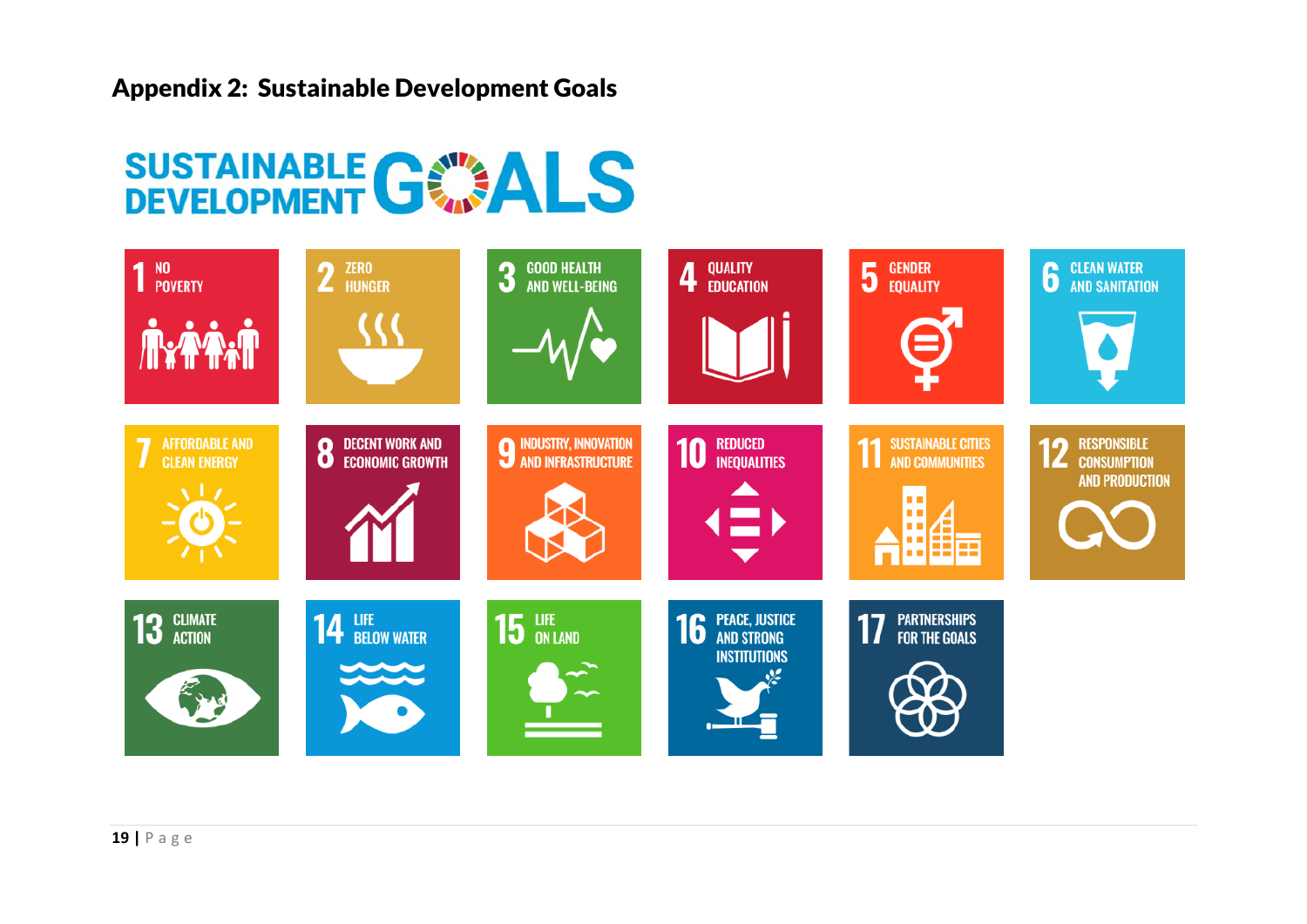## Appendix 2: Sustainable Development Goals

SUSTAINABLE DEVELOPMENT GOALS

1 NO POVERTY

2 ZERO HUNGER

3 GOOD HEALTH AND WELL-BEING

4 QUALITY EDUCATION

5 GENDER EQUALITY

6 CLEAN WATER AND SANITATION

7 AFFORDABLE AND CLEAN ENERGY

8 DECENT WORK AND ECONOMIC GROWTH

9 INDUSTRY, INNOVATION AND INFRASTRUCTURE

10 REDUCED INEQUALITIES

11 SUSTAINABLE CITIES AND COMMUNITIES

12 RESPONSIBLE CONSUMPTION AND PRODUCTION

13 CLIMATE ACTION

14 LIFE BELOW WATER

15 LIFE ON LAND

16 PEACE, JUSTICE AND STRONG INSTITUTIONS

17 PARTNERSHIPS FOR THE GOALS